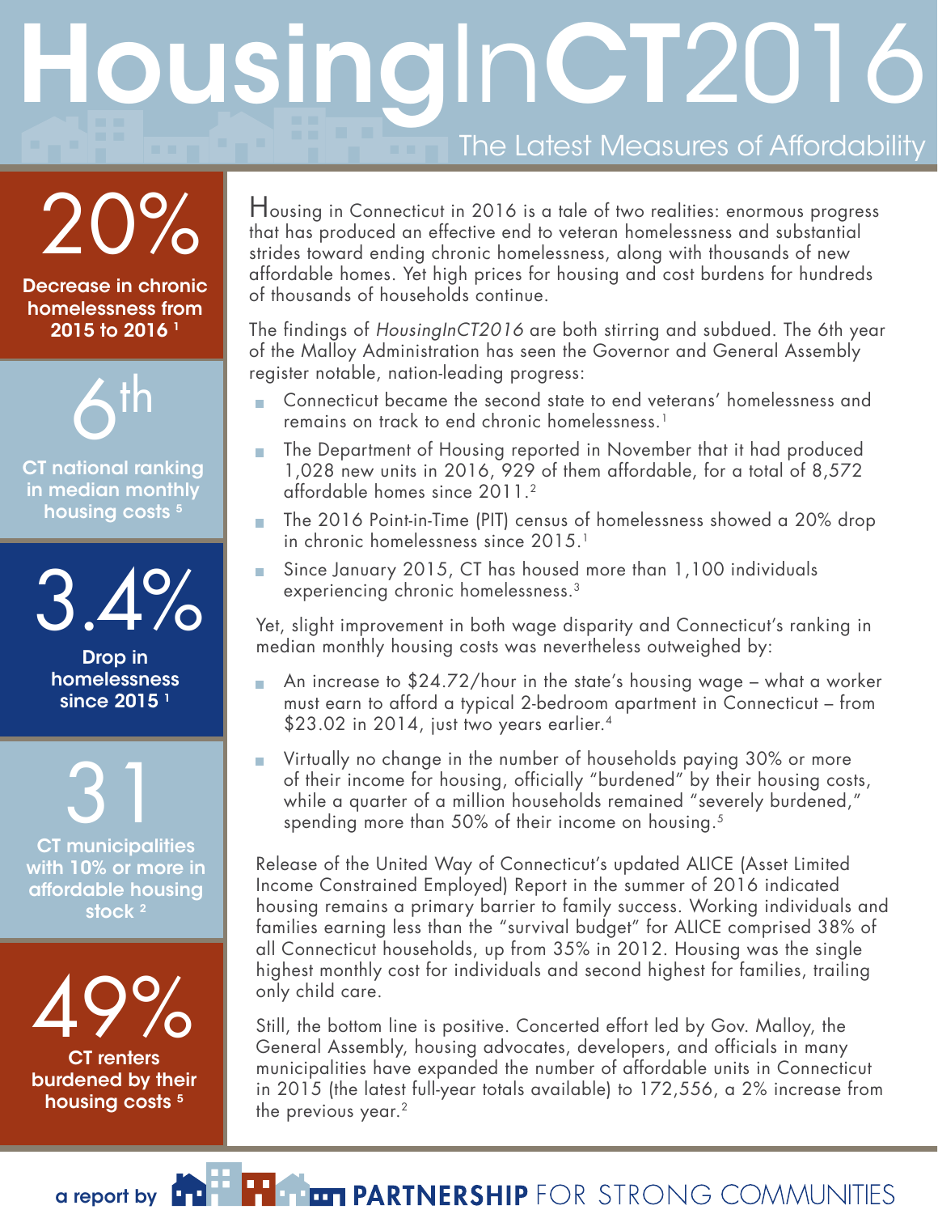# HousingInCT2016

## The Latest Measures of Affordability

**20%**

**Decrease in chronic homelessness from 2015 to 2016** [1]

**6th**

**CT national ranking in median monthly housing costs** [5]

**3.4%**

**Drop in homelessness since 2015** [1]

**31**

**CT municipalities with 10% or more in affordable housing stock** [2]

**49%**

**CT renters burdened by their housing costs** [5]

Housing in Connecticut in 2016 is a tale of two realities: enormous progress that has produced an effective end to veteran homelessness and substantial strides toward ending chronic homelessness, along with thousands of new affordable homes. Yet high prices for housing and cost burdens for hundreds of thousands of households continue.

The findings of *HousingInCT2016* are both stirring and subdued. The 6th year of the Malloy Administration has seen the Governor and General Assembly register notable, nation-leading progress:

- Connecticut became the second state to end veterans' homelessness and remains on track to end chronic homelessness.[1]
- The Department of Housing reported in November that it had produced 1,028 new units in 2016, 929 of them affordable, for a total of 8,572 affordable homes since 2011.[2]
- The 2016 Point-in-Time (PIT) census of homelessness showed a 20% drop in chronic homelessness since 2015.[1]
- Since January 2015, CT has housed more than 1,100 individuals experiencing chronic homelessness.[3]

Yet, slight improvement in both wage disparity and Connecticut's ranking in median monthly housing costs was nevertheless outweighed by:

- An increase to $24.72/hour in the state's housing wage – what a worker must earn to afford a typical 2-bedroom apartment in Connecticut – from $23.02 in 2014, just two years earlier.[4]
- Virtually no change in the number of households paying 30% or more of their income for housing, officially "burdened" by their housing costs, while a quarter of a million households remained "severely burdened," spending more than 50% of their income on housing.[5]

Release of the United Way of Connecticut's updated ALICE (Asset Limited Income Constrained Employed) Report in the summer of 2016 indicated housing remains a primary barrier to family success. Working individuals and families earning less than the "survival budget" for ALICE comprised 38% of all Connecticut households, up from 35% in 2012. Housing was the single highest monthly cost for individuals and second highest for families, trailing only child care.

Still, the bottom line is positive. Concerted effort led by Gov. Malloy, the General Assembly, housing advocates, developers, and officials in many municipalities have expanded the number of affordable units in Connecticut in 2015 (the latest full-year totals available) to 172,556, a 2% increase from the previous year.[2]

a report by **PARTNERSHIP** FOR STRONG COMMUNITIES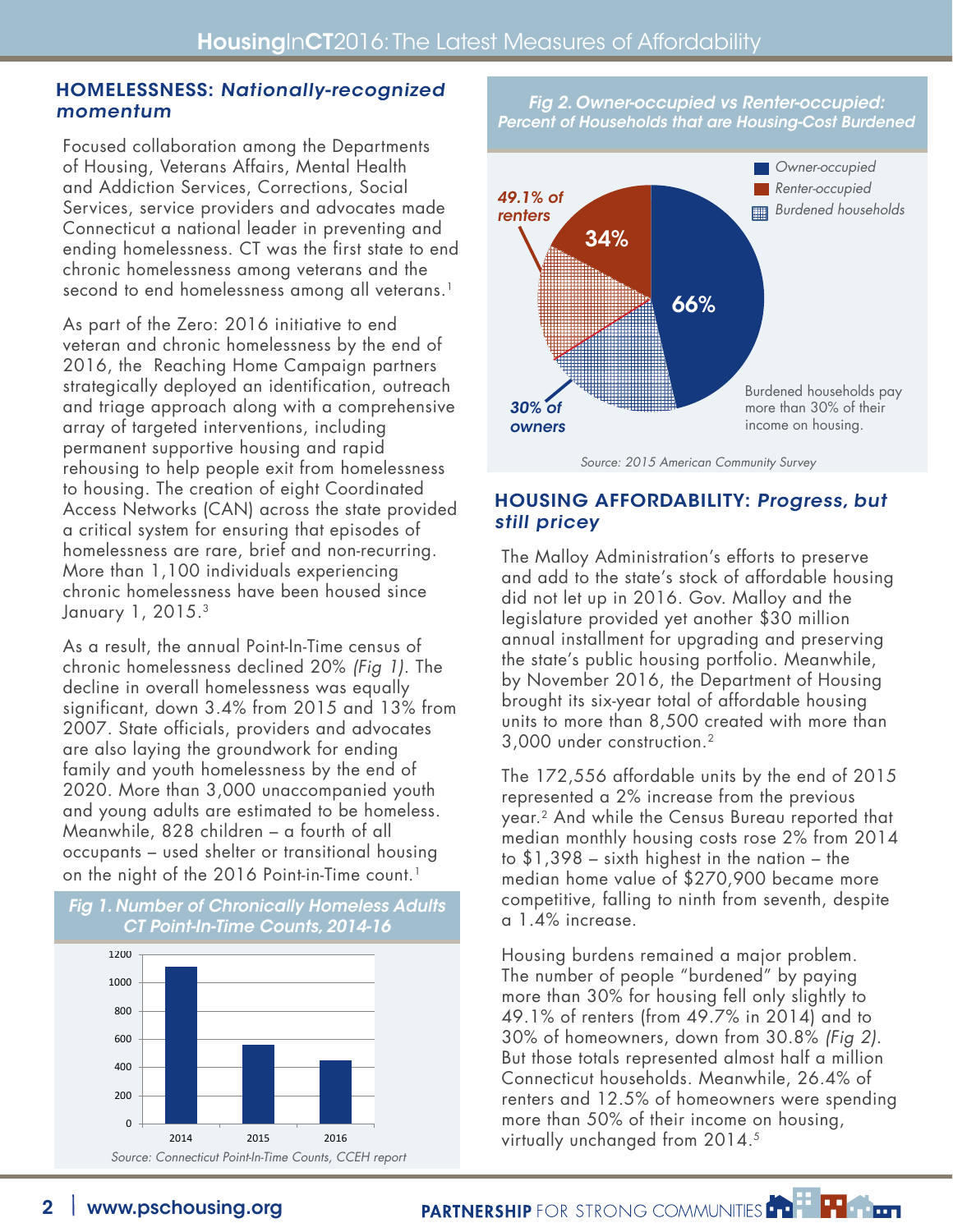## HOMELESSNESS: *Nationally-recognized momentum*

Focused collaboration among the Departments of Housing, Veterans Affairs, Mental Health and Addiction Services, Corrections, Social Services, service providers and advocates made Connecticut a national leader in preventing and ending homelessness. CT was the first state to end chronic homelessness among veterans and the second to end homelessness among all veterans.[1]

As part of the Zero: 2016 initiative to end veteran and chronic homelessness by the end of 2016, the Reaching Home Campaign partners strategically deployed an identification, outreach and triage approach along with a comprehensive array of targeted interventions, including permanent supportive housing and rapid rehousing to help people exit from homelessness to housing. The creation of eight Coordinated Access Networks (CAN) across the state provided a critical system for ensuring that episodes of homelessness are rare, brief and non-recurring. More than 1,100 individuals experiencing chronic homelessness have been housed since January 1, 2015.[3]

As a result, the annual Point-In-Time census of chronic homelessness declined 20% *(Fig 1)*. The decline in overall homelessness was equally significant, down 3.4% from 2015 and 13% from 2007. State officials, providers and advocates are also laying the groundwork for ending family and youth homelessness by the end of 2020. More than 3,000 unaccompanied youth and young adults are estimated to be homeless. Meanwhile, 828 children – a fourth of all occupants – used shelter or transitional housing on the night of the 2016 Point-in-Time count.[1]

***Fig 1. Number of Chronically Homeless Adults CT Point-In-Time Counts, 2014-16***

| Year | Chronically Homeless Adults (approx.) |
|---|---|
| 2014 | ~1,110 |
| 2015 | ~560 |
| 2016 | ~450 |

*Source: Connecticut Point-In-Time Counts, CCEH report*

***Fig 2. Owner-occupied vs Renter-occupied: Percent of Households that are Housing-Cost Burdened***

- Owner-occupied: 66%
- Renter-occupied: 34%
- Burdened households: 49.1% of renters; 30% of owners

Burdened households pay more than 30% of their income on housing.

*Source: 2015 American Community Survey*

## HOUSING AFFORDABILITY: *Progress, but still pricey*

The Malloy Administration's efforts to preserve and add to the state's stock of affordable housing did not let up in 2016. Gov. Malloy and the legislature provided yet another $30 million annual installment for upgrading and preserving the state's public housing portfolio. Meanwhile, by November 2016, the Department of Housing brought its six-year total of affordable housing units to more than 8,500 created with more than 3,000 under construction.[2]

The 172,556 affordable units by the end of 2015 represented a 2% increase from the previous year.[2] And while the Census Bureau reported that median monthly housing costs rose 2% from 2014 to $1,398 – sixth highest in the nation – the median home value of $270,900 became more competitive, falling to ninth from seventh, despite a 1.4% increase.

Housing burdens remained a major problem. The number of people "burdened" by paying more than 30% for housing fell only slightly to 49.1% of renters (from 49.7% in 2014) and to 30% of homeowners, down from 30.8% *(Fig 2)*. But those totals represented almost half a million Connecticut households. Meanwhile, 26.4% of renters and 12.5% of homeowners were spending more than 50% of their income on housing, virtually unchanged from 2014.[5]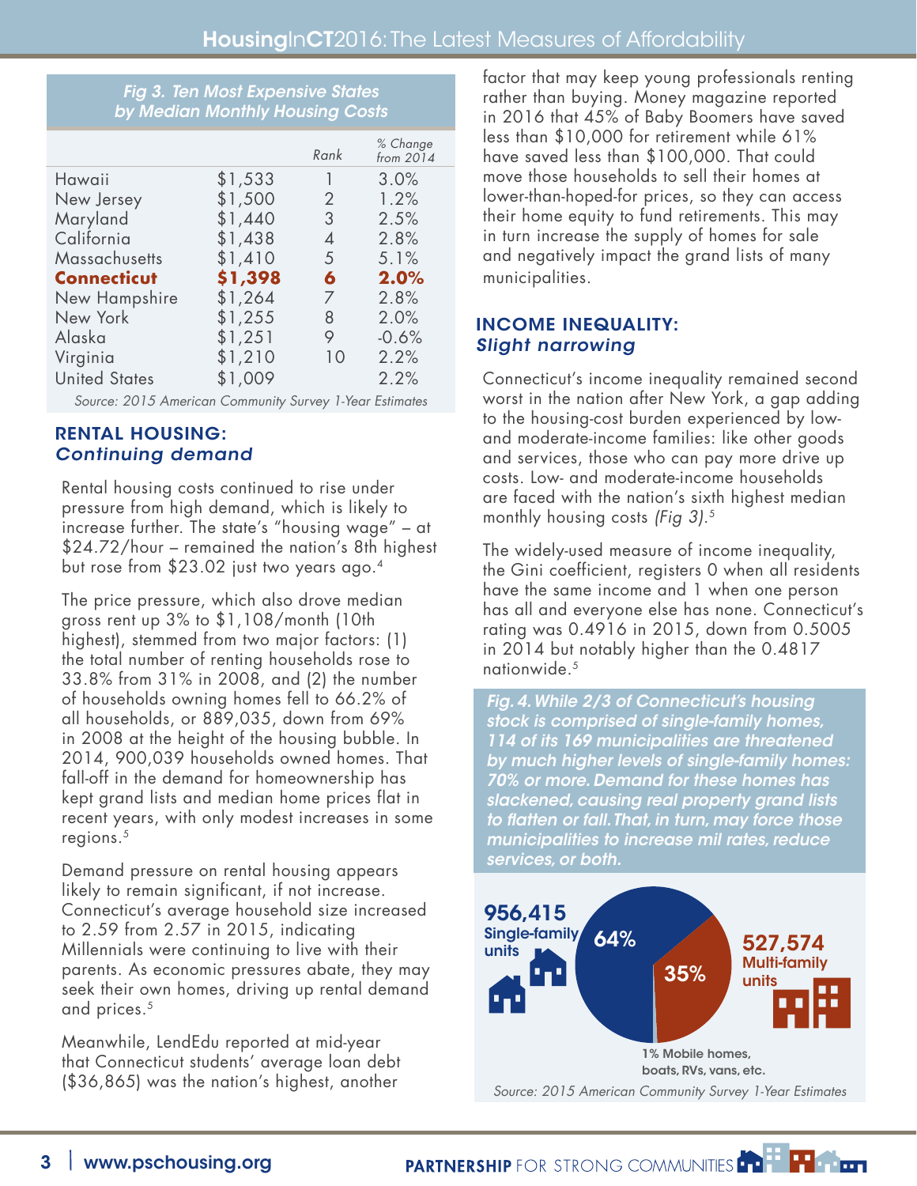**Fig 3. Ten Most Expensive States by Median Monthly Housing Costs**

| | | Rank | % Change from 2014 |
|---|---|---|---|
| Hawaii | $1,533 | 1 | 3.0% |
| New Jersey | $1,500 | 2 | 1.2% |
| Maryland | $1,440 | 3 | 2.5% |
| California | $1,438 | 4 | 2.8% |
| Massachusetts | $1,410 | 5 | 5.1% |
| **Connecticut** | **$1,398** | **6** | **2.0%** |
| New Hampshire | $1,264 | 7 | 2.8% |
| New York | $1,255 | 8 | 2.0% |
| Alaska | $1,251 | 9 | -0.6% |
| Virginia | $1,210 | 10 | 2.2% |
| United States | $1,009 | | 2.2% |

*Source: 2015 American Community Survey 1-Year Estimates*

## RENTAL HOUSING: *Continuing demand*

Rental housing costs continued to rise under pressure from high demand, which is likely to increase further. The state's "housing wage" – at $24.72/hour – remained the nation's 8th highest but rose from $23.02 just two years ago.[4]

The price pressure, which also drove median gross rent up 3% to $1,108/month (10th highest), stemmed from two major factors: (1) the total number of renting households rose to 33.8% from 31% in 2008, and (2) the number of households owning homes fell to 66.2% of all households, or 889,035, down from 69% in 2008 at the height of the housing bubble. In 2014, 900,039 households owned homes. That fall-off in the demand for homeownership has kept grand lists and median home prices flat in recent years, with only modest increases in some regions.[5]

Demand pressure on rental housing appears likely to remain significant, if not increase. Connecticut's average household size increased to 2.59 from 2.57 in 2015, indicating Millennials were continuing to live with their parents. As economic pressures abate, they may seek their own homes, driving up rental demand and prices.[5]

Meanwhile, LendEdu reported at mid-year that Connecticut students' average loan debt ($36,865) was the nation's highest, another factor that may keep young professionals renting rather than buying. Money magazine reported in 2016 that 45% of Baby Boomers have saved less than $10,000 for retirement while 61% have saved less than $100,000. That could move those households to sell their homes at lower-than-hoped-for prices, so they can access their home equity to fund retirements. This may in turn increase the supply of homes for sale and negatively impact the grand lists of many municipalities.

## INCOME INEQUALITY: *Slight narrowing*

Connecticut's income inequality remained second worst in the nation after New York, a gap adding to the housing-cost burden experienced by low- and moderate-income families: like other goods and services, those who can pay more drive up costs. Low- and moderate-income households are faced with the nation's sixth highest median monthly housing costs *(Fig 3)*.[5]

The widely-used measure of income inequality, the Gini coefficient, registers 0 when all residents have the same income and 1 when one person has all and everyone else has none. Connecticut's rating was 0.4916 in 2015, down from 0.5005 in 2014 but notably higher than the 0.4817 nationwide.[5]

***Fig. 4. While 2/3 of Connecticut's housing stock is comprised of single-family homes, 114 of its 169 municipalities are threatened by much higher levels of single-family homes: 70% or more. Demand for these homes has slackened, causing real property grand lists to flatten or fall. That, in turn, may force those municipalities to increase mil rates, reduce services, or both.***

**956,415** Single-family units — 64%

**527,574** Multi-family units — 35%

1% Mobile homes, boats, RVs, vans, etc.

*Source: 2015 American Community Survey 1-Year Estimates*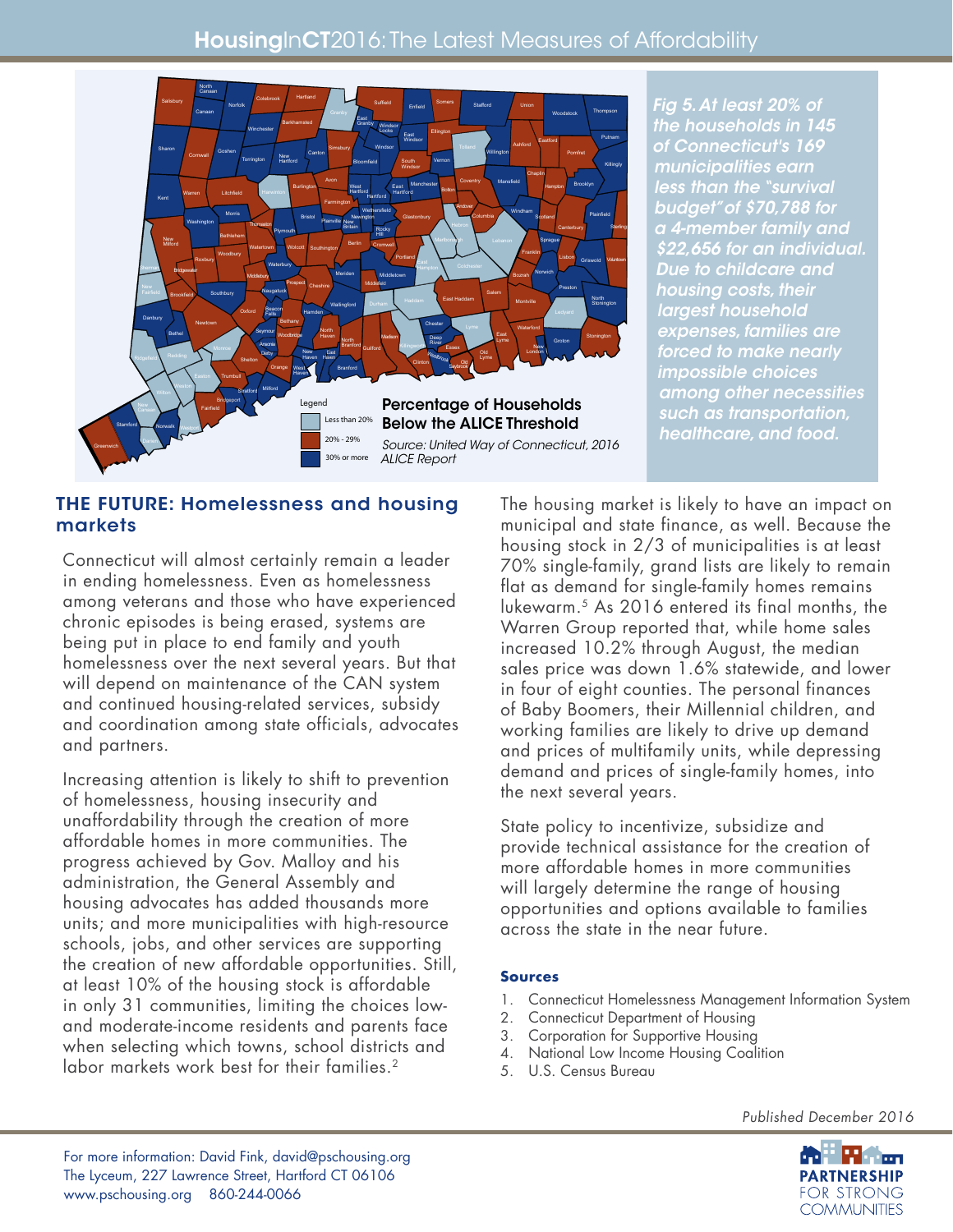Percentage of Households Below the ALICE Threshold

Legend

Less than 20%

20% - 29%

30% or more

*Source: United Way of Connecticut, 2016 ALICE Report*

*Fig 5. At least 20% of the households in 145 of Connecticut's 169 municipalities earn less than the "survival budget" of $70,788 for a 4-member family and $22,656 for an individual. Due to childcare and housing costs, their largest household expenses, families are forced to make nearly impossible choices among other necessities such as transportation, healthcare, and food.*

## THE FUTURE: Homelessness and housing markets

Connecticut will almost certainly remain a leader in ending homelessness. Even as homelessness among veterans and those who have experienced chronic episodes is being erased, systems are being put in place to end family and youth homelessness over the next several years. But that will depend on maintenance of the CAN system and continued housing-related services, subsidy and coordination among state officials, advocates and partners.

Increasing attention is likely to shift to prevention of homelessness, housing insecurity and unaffordability through the creation of more affordable homes in more communities. The progress achieved by Gov. Malloy and his administration, the General Assembly and housing advocates has added thousands more units; and more municipalities with high-resource schools, jobs, and other services are supporting the creation of new affordable opportunities. Still, at least 10% of the housing stock is affordable in only 31 communities, limiting the choices low- and moderate-income residents and parents face when selecting which towns, school districts and labor markets work best for their families.[2]

The housing market is likely to have an impact on municipal and state finance, as well. Because the housing stock in 2/3 of municipalities is at least 70% single-family, grand lists are likely to remain flat as demand for single-family homes remains lukewarm.[5] As 2016 entered its final months, the Warren Group reported that, while home sales increased 10.2% through August, the median sales price was down 1.6% statewide, and lower in four of eight counties. The personal finances of Baby Boomers, their Millennial children, and working families are likely to drive up demand and prices of multifamily units, while depressing demand and prices of single-family homes, into the next several years.

State policy to incentivize, subsidize and provide technical assistance for the creation of more affordable homes in more communities will largely determine the range of housing opportunities and options available to families across the state in the near future.

### Sources

1. Connecticut Homelessness Management Information System
2. Connecticut Department of Housing
3. Corporation for Supportive Housing
4. National Low Income Housing Coalition
5. U.S. Census Bureau

*Published December 2016*

For more information: David Fink, david@pschousing.org
The Lyceum, 227 Lawrence Street, Hartford CT 06106
www.pschousing.org 860-244-0066

PARTNERSHIP FOR STRONG COMMUNITIES